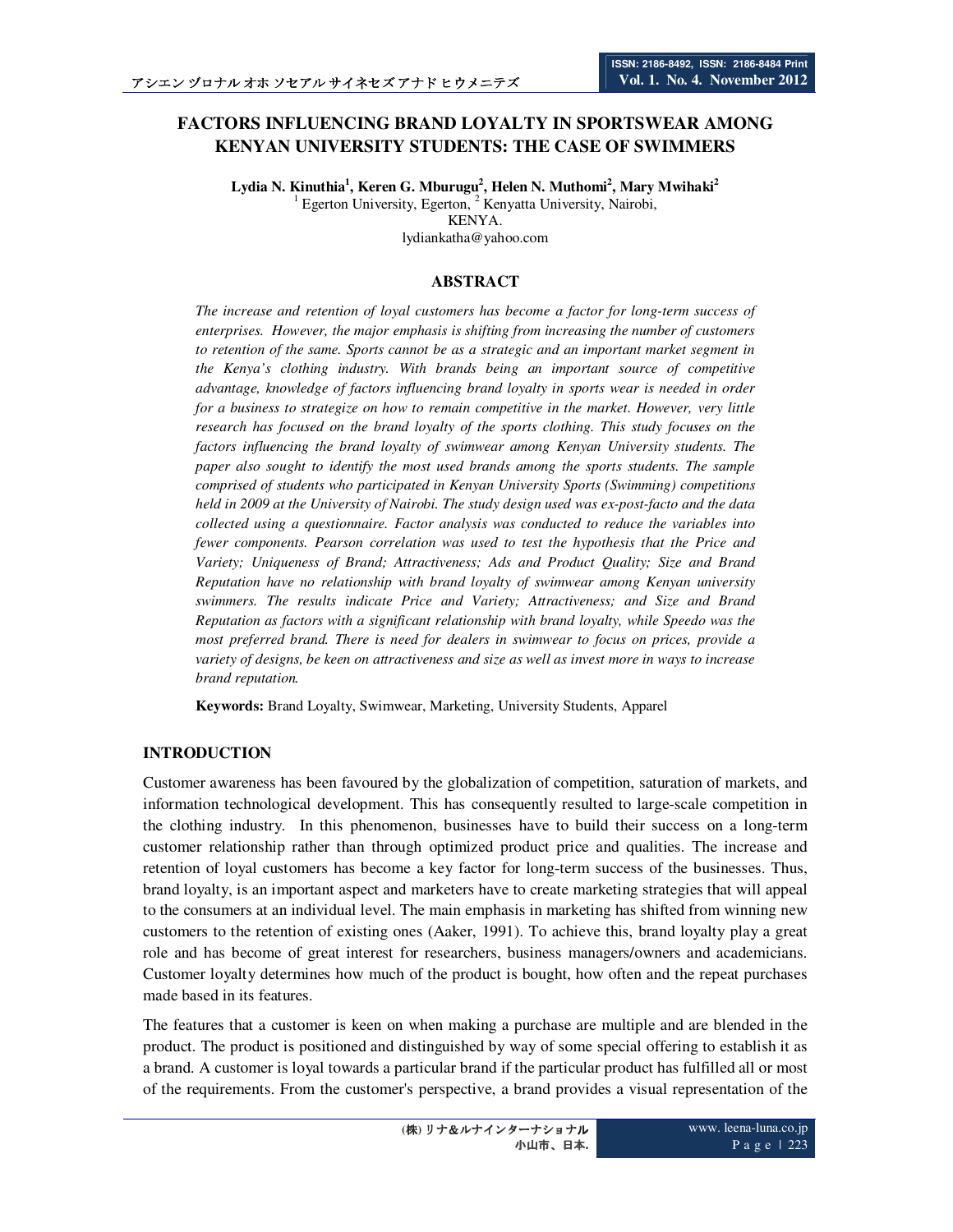# FACTORS INFLUENCING BRAND LOYALTY IN SPORTSWEAR AMONG KENYAN UNIVERSITY STUDENTS: THE CASE OF SWIMMERS

**Lydia N. Kinuthia[1], Keren G. Mburugu[2], Helen N. Muthomi[2], Mary Mwihaki[2]**

[1] Egerton University, Egerton, [2] Kenyatta University, Nairobi,
KENYA.
lydiankatha@yahoo.com

## ABSTRACT

*The increase and retention of loyal customers has become a factor for long-term success of enterprises. However, the major emphasis is shifting from increasing the number of customers to retention of the same. Sports cannot be as a strategic and an important market segment in the Kenya's clothing industry. With brands being an important source of competitive advantage, knowledge of factors influencing brand loyalty in sports wear is needed in order for a business to strategize on how to remain competitive in the market. However, very little research has focused on the brand loyalty of the sports clothing. This study focuses on the factors influencing the brand loyalty of swimwear among Kenyan University students. The paper also sought to identify the most used brands among the sports students. The sample comprised of students who participated in Kenyan University Sports (Swimming) competitions held in 2009 at the University of Nairobi. The study design used was ex-post-facto and the data collected using a questionnaire. Factor analysis was conducted to reduce the variables into fewer components. Pearson correlation was used to test the hypothesis that the Price and Variety; Uniqueness of Brand; Attractiveness; Ads and Product Quality; Size and Brand Reputation have no relationship with brand loyalty of swimwear among Kenyan university swimmers. The results indicate Price and Variety; Attractiveness; and Size and Brand Reputation as factors with a significant relationship with brand loyalty, while Speedo was the most preferred brand. There is need for dealers in swimwear to focus on prices, provide a variety of designs, be keen on attractiveness and size as well as invest more in ways to increase brand reputation.*

**Keywords:** Brand Loyalty, Swimwear, Marketing, University Students, Apparel

## INTRODUCTION

Customer awareness has been favoured by the globalization of competition, saturation of markets, and information technological development. This has consequently resulted to large-scale competition in the clothing industry. In this phenomenon, businesses have to build their success on a long-term customer relationship rather than through optimized product price and qualities. The increase and retention of loyal customers has become a key factor for long-term success of the businesses. Thus, brand loyalty, is an important aspect and marketers have to create marketing strategies that will appeal to the consumers at an individual level. The main emphasis in marketing has shifted from winning new customers to the retention of existing ones (Aaker, 1991). To achieve this, brand loyalty play a great role and has become of great interest for researchers, business managers/owners and academicians. Customer loyalty determines how much of the product is bought, how often and the repeat purchases made based in its features.

The features that a customer is keen on when making a purchase are multiple and are blended in the product. The product is positioned and distinguished by way of some special offering to establish it as a brand. A customer is loyal towards a particular brand if the particular product has fulfilled all or most of the requirements. From the customer's perspective, a brand provides a visual representation of the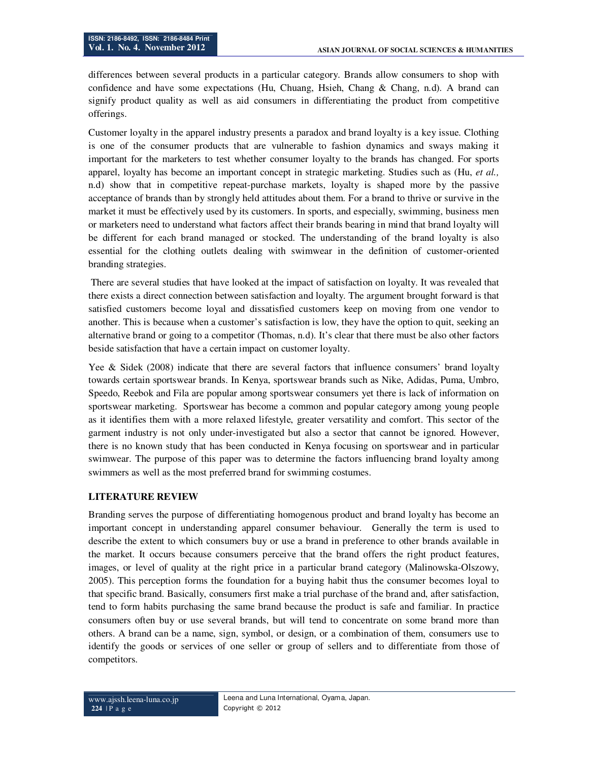differences between several products in a particular category. Brands allow consumers to shop with confidence and have some expectations (Hu, Chuang, Hsieh, Chang & Chang, n.d). A brand can signify product quality as well as aid consumers in differentiating the product from competitive offerings.

Customer loyalty in the apparel industry presents a paradox and brand loyalty is a key issue. Clothing is one of the consumer products that are vulnerable to fashion dynamics and sways making it important for the marketers to test whether consumer loyalty to the brands has changed. For sports apparel, loyalty has become an important concept in strategic marketing. Studies such as (Hu, *et al.,* n.d) show that in competitive repeat-purchase markets, loyalty is shaped more by the passive acceptance of brands than by strongly held attitudes about them. For a brand to thrive or survive in the market it must be effectively used by its customers. In sports, and especially, swimming, business men or marketers need to understand what factors affect their brands bearing in mind that brand loyalty will be different for each brand managed or stocked. The understanding of the brand loyalty is also essential for the clothing outlets dealing with swimwear in the definition of customer-oriented branding strategies.

There are several studies that have looked at the impact of satisfaction on loyalty. It was revealed that there exists a direct connection between satisfaction and loyalty. The argument brought forward is that satisfied customers become loyal and dissatisfied customers keep on moving from one vendor to another. This is because when a customer's satisfaction is low, they have the option to quit, seeking an alternative brand or going to a competitor (Thomas, n.d). It's clear that there must be also other factors beside satisfaction that have a certain impact on customer loyalty.

Yee & Sidek (2008) indicate that there are several factors that influence consumers' brand loyalty towards certain sportswear brands. In Kenya, sportswear brands such as Nike, Adidas, Puma, Umbro, Speedo, Reebok and Fila are popular among sportswear consumers yet there is lack of information on sportswear marketing. Sportswear has become a common and popular category among young people as it identifies them with a more relaxed lifestyle, greater versatility and comfort. This sector of the garment industry is not only under-investigated but also a sector that cannot be ignored. However, there is no known study that has been conducted in Kenya focusing on sportswear and in particular swimwear. The purpose of this paper was to determine the factors influencing brand loyalty among swimmers as well as the most preferred brand for swimming costumes.

## LITERATURE REVIEW

Branding serves the purpose of differentiating homogenous product and brand loyalty has become an important concept in understanding apparel consumer behaviour. Generally the term is used to describe the extent to which consumers buy or use a brand in preference to other brands available in the market. It occurs because consumers perceive that the brand offers the right product features, images, or level of quality at the right price in a particular brand category (Malinowska-Olszowy, 2005). This perception forms the foundation for a buying habit thus the consumer becomes loyal to that specific brand. Basically, consumers first make a trial purchase of the brand and, after satisfaction, tend to form habits purchasing the same brand because the product is safe and familiar. In practice consumers often buy or use several brands, but will tend to concentrate on some brand more than others. A brand can be a name, sign, symbol, or design, or a combination of them, consumers use to identify the goods or services of one seller or group of sellers and to differentiate from those of competitors.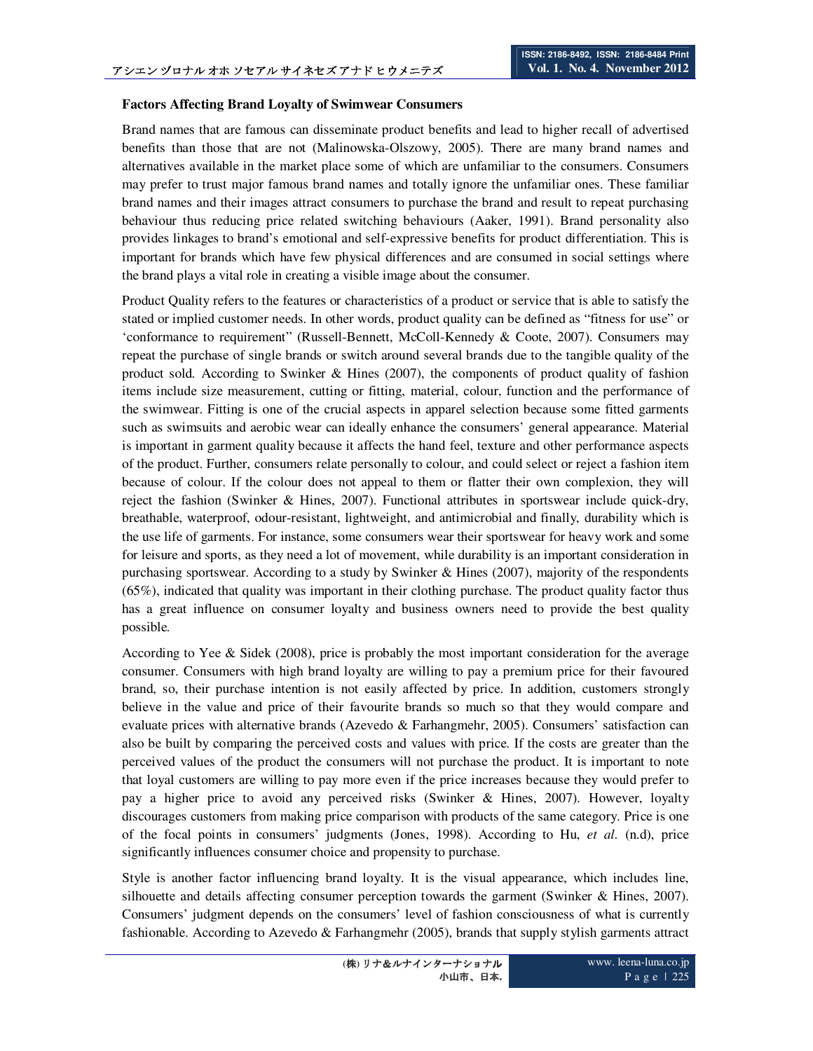**Factors Affecting Brand Loyalty of Swimwear Consumers**

Brand names that are famous can disseminate product benefits and lead to higher recall of advertised benefits than those that are not (Malinowska-Olszowy, 2005). There are many brand names and alternatives available in the market place some of which are unfamiliar to the consumers. Consumers may prefer to trust major famous brand names and totally ignore the unfamiliar ones. These familiar brand names and their images attract consumers to purchase the brand and result to repeat purchasing behaviour thus reducing price related switching behaviours (Aaker, 1991). Brand personality also provides linkages to brand's emotional and self-expressive benefits for product differentiation. This is important for brands which have few physical differences and are consumed in social settings where the brand plays a vital role in creating a visible image about the consumer.

Product Quality refers to the features or characteristics of a product or service that is able to satisfy the stated or implied customer needs. In other words, product quality can be defined as "fitness for use" or 'conformance to requirement" (Russell-Bennett, McColl-Kennedy & Coote, 2007). Consumers may repeat the purchase of single brands or switch around several brands due to the tangible quality of the product sold. According to Swinker & Hines (2007), the components of product quality of fashion items include size measurement, cutting or fitting, material, colour, function and the performance of the swimwear. Fitting is one of the crucial aspects in apparel selection because some fitted garments such as swimsuits and aerobic wear can ideally enhance the consumers' general appearance. Material is important in garment quality because it affects the hand feel, texture and other performance aspects of the product. Further, consumers relate personally to colour, and could select or reject a fashion item because of colour. If the colour does not appeal to them or flatter their own complexion, they will reject the fashion (Swinker & Hines, 2007). Functional attributes in sportswear include quick-dry, breathable, waterproof, odour-resistant, lightweight, and antimicrobial and finally, durability which is the use life of garments. For instance, some consumers wear their sportswear for heavy work and some for leisure and sports, as they need a lot of movement, while durability is an important consideration in purchasing sportswear. According to a study by Swinker & Hines (2007), majority of the respondents (65%), indicated that quality was important in their clothing purchase. The product quality factor thus has a great influence on consumer loyalty and business owners need to provide the best quality possible.

According to Yee & Sidek (2008), price is probably the most important consideration for the average consumer. Consumers with high brand loyalty are willing to pay a premium price for their favoured brand, so, their purchase intention is not easily affected by price. In addition, customers strongly believe in the value and price of their favourite brands so much so that they would compare and evaluate prices with alternative brands (Azevedo & Farhangmehr, 2005). Consumers' satisfaction can also be built by comparing the perceived costs and values with price. If the costs are greater than the perceived values of the product the consumers will not purchase the product. It is important to note that loyal customers are willing to pay more even if the price increases because they would prefer to pay a higher price to avoid any perceived risks (Swinker & Hines, 2007). However, loyalty discourages customers from making price comparison with products of the same category. Price is one of the focal points in consumers' judgments (Jones, 1998). According to Hu, *et al.* (n.d), price significantly influences consumer choice and propensity to purchase.

Style is another factor influencing brand loyalty. It is the visual appearance, which includes line, silhouette and details affecting consumer perception towards the garment (Swinker & Hines, 2007). Consumers' judgment depends on the consumers' level of fashion consciousness of what is currently fashionable. According to Azevedo & Farhangmehr (2005), brands that supply stylish garments attract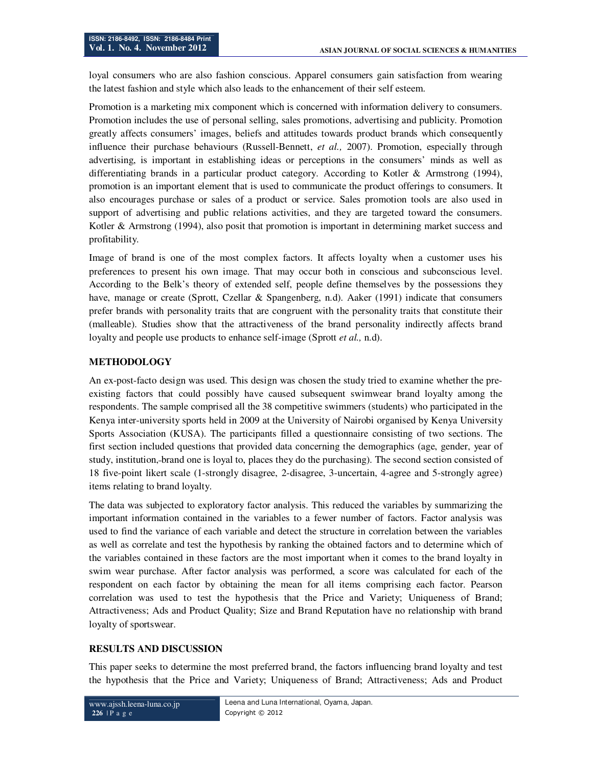loyal consumers who are also fashion conscious. Apparel consumers gain satisfaction from wearing the latest fashion and style which also leads to the enhancement of their self esteem.

Promotion is a marketing mix component which is concerned with information delivery to consumers. Promotion includes the use of personal selling, sales promotions, advertising and publicity. Promotion greatly affects consumers' images, beliefs and attitudes towards product brands which consequently influence their purchase behaviours (Russell-Bennett, *et al.,* 2007). Promotion, especially through advertising, is important in establishing ideas or perceptions in the consumers' minds as well as differentiating brands in a particular product category. According to Kotler & Armstrong (1994), promotion is an important element that is used to communicate the product offerings to consumers. It also encourages purchase or sales of a product or service. Sales promotion tools are also used in support of advertising and public relations activities, and they are targeted toward the consumers. Kotler & Armstrong (1994), also posit that promotion is important in determining market success and profitability.

Image of brand is one of the most complex factors. It affects loyalty when a customer uses his preferences to present his own image. That may occur both in conscious and subconscious level. According to the Belk's theory of extended self, people define themselves by the possessions they have, manage or create (Sprott, Czellar & Spangenberg, n.d). Aaker (1991) indicate that consumers prefer brands with personality traits that are congruent with the personality traits that constitute their (malleable). Studies show that the attractiveness of the brand personality indirectly affects brand loyalty and people use products to enhance self-image (Sprott *et al.,* n.d).

## METHODOLOGY

An ex-post-facto design was used. This design was chosen the study tried to examine whether the pre-existing factors that could possibly have caused subsequent swimwear brand loyalty among the respondents. The sample comprised all the 38 competitive swimmers (students) who participated in the Kenya inter-university sports held in 2009 at the University of Nairobi organised by Kenya University Sports Association (KUSA). The participants filled a questionnaire consisting of two sections. The first section included questions that provided data concerning the demographics (age, gender, year of study, institution, brand one is loyal to, places they do the purchasing). The second section consisted of 18 five-point likert scale (1-strongly disagree, 2-disagree, 3-uncertain, 4-agree and 5-strongly agree) items relating to brand loyalty.

The data was subjected to exploratory factor analysis. This reduced the variables by summarizing the important information contained in the variables to a fewer number of factors. Factor analysis was used to find the variance of each variable and detect the structure in correlation between the variables as well as correlate and test the hypothesis by ranking the obtained factors and to determine which of the variables contained in these factors are the most important when it comes to the brand loyalty in swim wear purchase. After factor analysis was performed, a score was calculated for each of the respondent on each factor by obtaining the mean for all items comprising each factor. Pearson correlation was used to test the hypothesis that the Price and Variety; Uniqueness of Brand; Attractiveness; Ads and Product Quality; Size and Brand Reputation have no relationship with brand loyalty of sportswear.

## RESULTS AND DISCUSSION

This paper seeks to determine the most preferred brand, the factors influencing brand loyalty and test the hypothesis that the Price and Variety; Uniqueness of Brand; Attractiveness; Ads and Product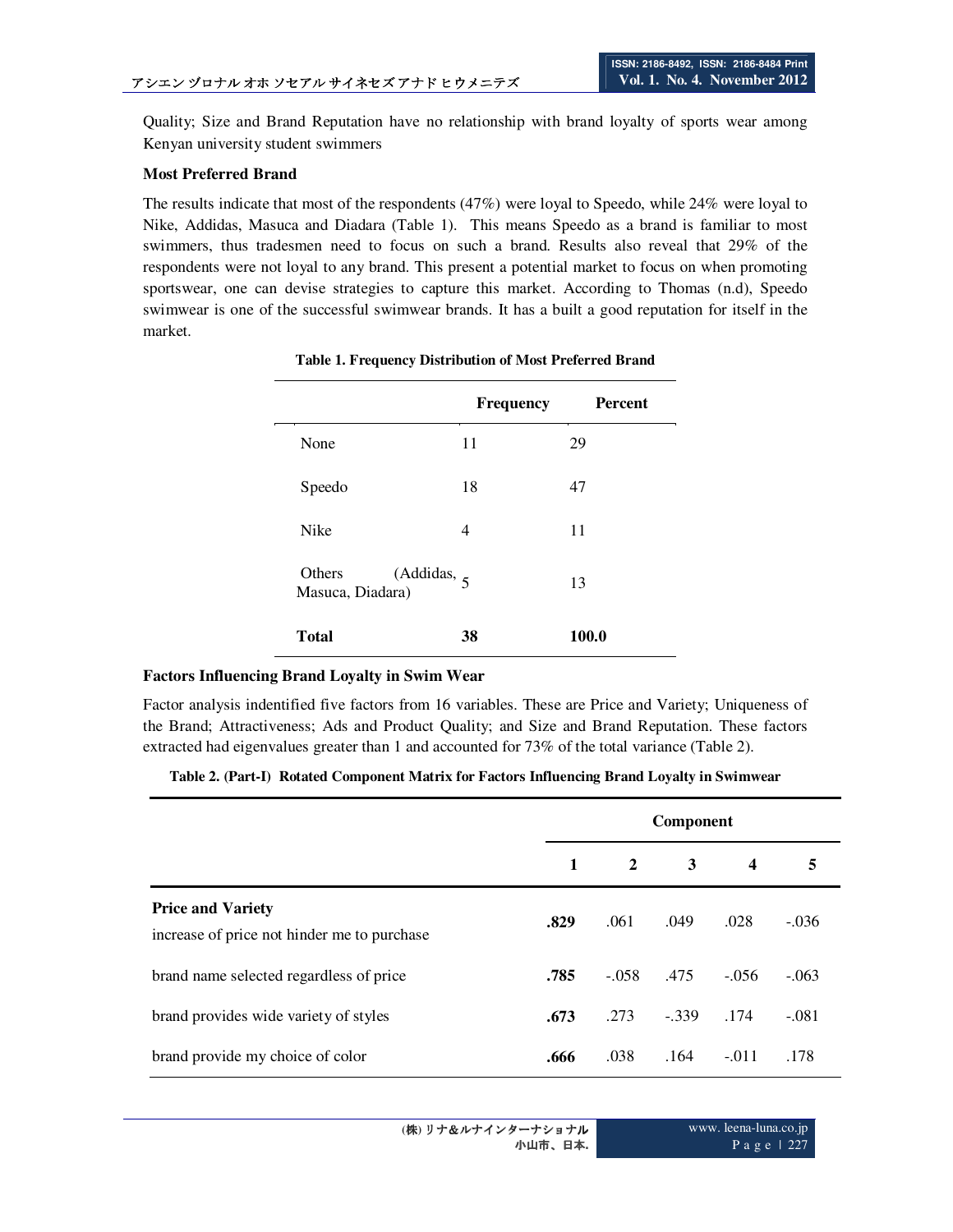Quality; Size and Brand Reputation have no relationship with brand loyalty of sports wear among Kenyan university student swimmers

**Most Preferred Brand**

The results indicate that most of the respondents (47%) were loyal to Speedo, while 24% were loyal to Nike, Addidas, Masuca and Diadara (Table 1). This means Speedo as a brand is familiar to most swimmers, thus tradesmen need to focus on such a brand. Results also reveal that 29% of the respondents were not loyal to any brand. This present a potential market to focus on when promoting sportswear, one can devise strategies to capture this market. According to Thomas (n.d), Speedo swimwear is one of the successful swimwear brands. It has a built a good reputation for itself in the market.

**Table 1. Frequency Distribution of Most Preferred Brand**

| | Frequency | Percent |
|---|---|---|
| None | 11 | 29 |
| Speedo | 18 | 47 |
| Nike | 4 | 11 |
| Others (Addidas, Masuca, Diadara) | 5 | 13 |
| **Total** | **38** | **100.0** |

**Factors Influencing Brand Loyalty in Swim Wear**

Factor analysis indentified five factors from 16 variables. These are Price and Variety; Uniqueness of the Brand; Attractiveness; Ads and Product Quality; and Size and Brand Reputation. These factors extracted had eigenvalues greater than 1 and accounted for 73% of the total variance (Table 2).

**Table 2. (Part-I) Rotated Component Matrix for Factors Influencing Brand Loyalty in Swimwear**

| | Component | | | | |
|---|---|---|---|---|---|
| | **1** | **2** | **3** | **4** | **5** |
| **Price and Variety** | | | | | |
| increase of price not hinder me to purchase | **.829** | .061 | .049 | .028 | -.036 |
| brand name selected regardless of price | **.785** | -.058 | .475 | -.056 | -.063 |
| brand provides wide variety of styles | **.673** | .273 | -.339 | .174 | -.081 |
| brand provide my choice of color | **.666** | .038 | .164 | -.011 | .178 |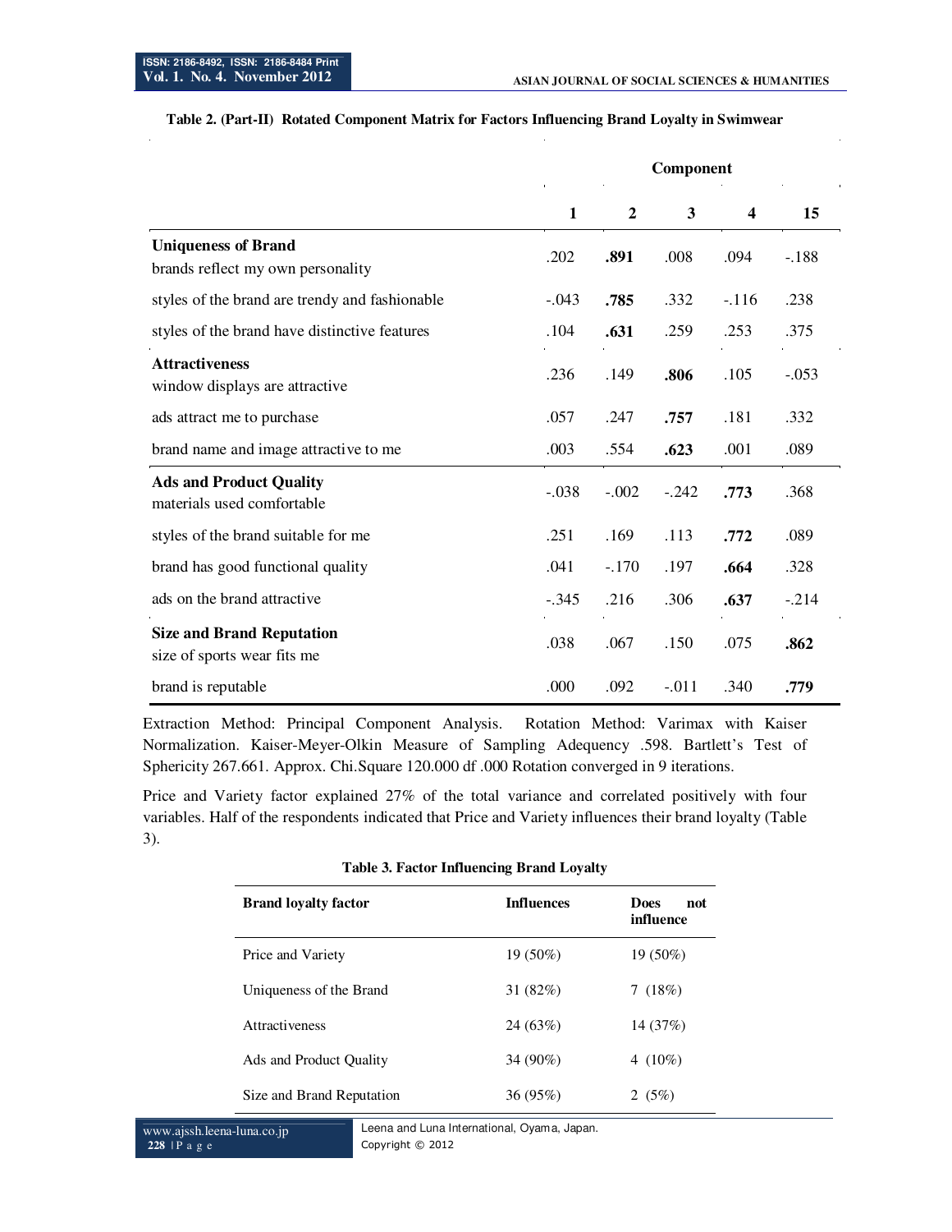**Table 2. (Part-II) Rotated Component Matrix for Factors Influencing Brand Loyalty in Swimwear**

| | Component | | | | |
|---|---|---|---|---|---|
| | 1 | 2 | 3 | 4 | 15 |
| **Uniqueness of Brand** brands reflect my own personality | .202 | **.891** | .008 | .094 | -.188 |
| styles of the brand are trendy and fashionable | -.043 | **.785** | .332 | -.116 | .238 |
| styles of the brand have distinctive features | .104 | **.631** | .259 | .253 | .375 |
| **Attractiveness** window displays are attractive | .236 | .149 | **.806** | .105 | -.053 |
| ads attract me to purchase | .057 | .247 | **.757** | .181 | .332 |
| brand name and image attractive to me | .003 | .554 | **.623** | .001 | .089 |
| **Ads and Product Quality** materials used comfortable | -.038 | -.002 | -.242 | **.773** | .368 |
| styles of the brand suitable for me | .251 | .169 | .113 | **.772** | .089 |
| brand has good functional quality | .041 | -.170 | .197 | **.664** | .328 |
| ads on the brand attractive | -.345 | .216 | .306 | **.637** | -.214 |
| **Size and Brand Reputation** size of sports wear fits me | .038 | .067 | .150 | .075 | **.862** |
| brand is reputable | .000 | .092 | -.011 | .340 | **.779** |

Extraction Method: Principal Component Analysis. Rotation Method: Varimax with Kaiser Normalization. Kaiser-Meyer-Olkin Measure of Sampling Adequency .598. Bartlett's Test of Sphericity 267.661. Approx. Chi.Square 120.000 df .000 Rotation converged in 9 iterations.

Price and Variety factor explained 27% of the total variance and correlated positively with four variables. Half of the respondents indicated that Price and Variety influences their brand loyalty (Table 3).

**Table 3. Factor Influencing Brand Loyalty**

| Brand loyalty factor | Influences | Does not influence |
|---|---|---|
| Price and Variety | 19 (50%) | 19 (50%) |
| Uniqueness of the Brand | 31 (82%) | 7 (18%) |
| Attractiveness | 24 (63%) | 14 (37%) |
| Ads and Product Quality | 34 (90%) | 4 (10%) |
| Size and Brand Reputation | 36 (95%) | 2 (5%) |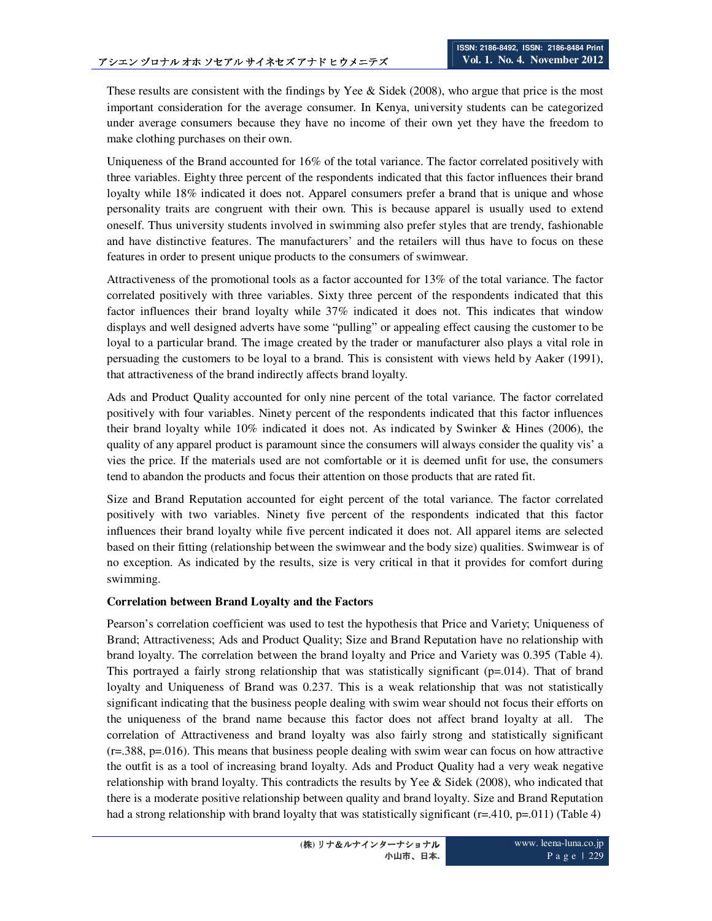These results are consistent with the findings by Yee & Sidek (2008), who argue that price is the most important consideration for the average consumer. In Kenya, university students can be categorized under average consumers because they have no income of their own yet they have the freedom to make clothing purchases on their own.

Uniqueness of the Brand accounted for 16% of the total variance. The factor correlated positively with three variables. Eighty three percent of the respondents indicated that this factor influences their brand loyalty while 18% indicated it does not. Apparel consumers prefer a brand that is unique and whose personality traits are congruent with their own. This is because apparel is usually used to extend oneself. Thus university students involved in swimming also prefer styles that are trendy, fashionable and have distinctive features. The manufacturers' and the retailers will thus have to focus on these features in order to present unique products to the consumers of swimwear.

Attractiveness of the promotional tools as a factor accounted for 13% of the total variance. The factor correlated positively with three variables. Sixty three percent of the respondents indicated that this factor influences their brand loyalty while 37% indicated it does not. This indicates that window displays and well designed adverts have some "pulling" or appealing effect causing the customer to be loyal to a particular brand. The image created by the trader or manufacturer also plays a vital role in persuading the customers to be loyal to a brand. This is consistent with views held by Aaker (1991), that attractiveness of the brand indirectly affects brand loyalty.

Ads and Product Quality accounted for only nine percent of the total variance. The factor correlated positively with four variables. Ninety percent of the respondents indicated that this factor influences their brand loyalty while 10% indicated it does not. As indicated by Swinker & Hines (2006), the quality of any apparel product is paramount since the consumers will always consider the quality vis' a vies the price. If the materials used are not comfortable or it is deemed unfit for use, the consumers tend to abandon the products and focus their attention on those products that are rated fit.

Size and Brand Reputation accounted for eight percent of the total variance. The factor correlated positively with two variables. Ninety five percent of the respondents indicated that this factor influences their brand loyalty while five percent indicated it does not. All apparel items are selected based on their fitting (relationship between the swimwear and the body size) qualities. Swimwear is of no exception. As indicated by the results, size is very critical in that it provides for comfort during swimming.

**Correlation between Brand Loyalty and the Factors**

Pearson's correlation coefficient was used to test the hypothesis that Price and Variety; Uniqueness of Brand; Attractiveness; Ads and Product Quality; Size and Brand Reputation have no relationship with brand loyalty. The correlation between the brand loyalty and Price and Variety was 0.395 (Table 4). This portrayed a fairly strong relationship that was statistically significant ($p=.014$). That of brand loyalty and Uniqueness of Brand was 0.237. This is a weak relationship that was not statistically significant indicating that the business people dealing with swim wear should not focus their efforts on the uniqueness of the brand name because this factor does not affect brand loyalty at all. The correlation of Attractiveness and brand loyalty was also fairly strong and statistically significant ($r=.388$, $p=.016$). This means that business people dealing with swim wear can focus on how attractive the outfit is as a tool of increasing brand loyalty. Ads and Product Quality had a very weak negative relationship with brand loyalty. This contradicts the results by Yee & Sidek (2008), who indicated that there is a moderate positive relationship between quality and brand loyalty. Size and Brand Reputation had a strong relationship with brand loyalty that was statistically significant ($r=.410$, $p=.011$) (Table 4)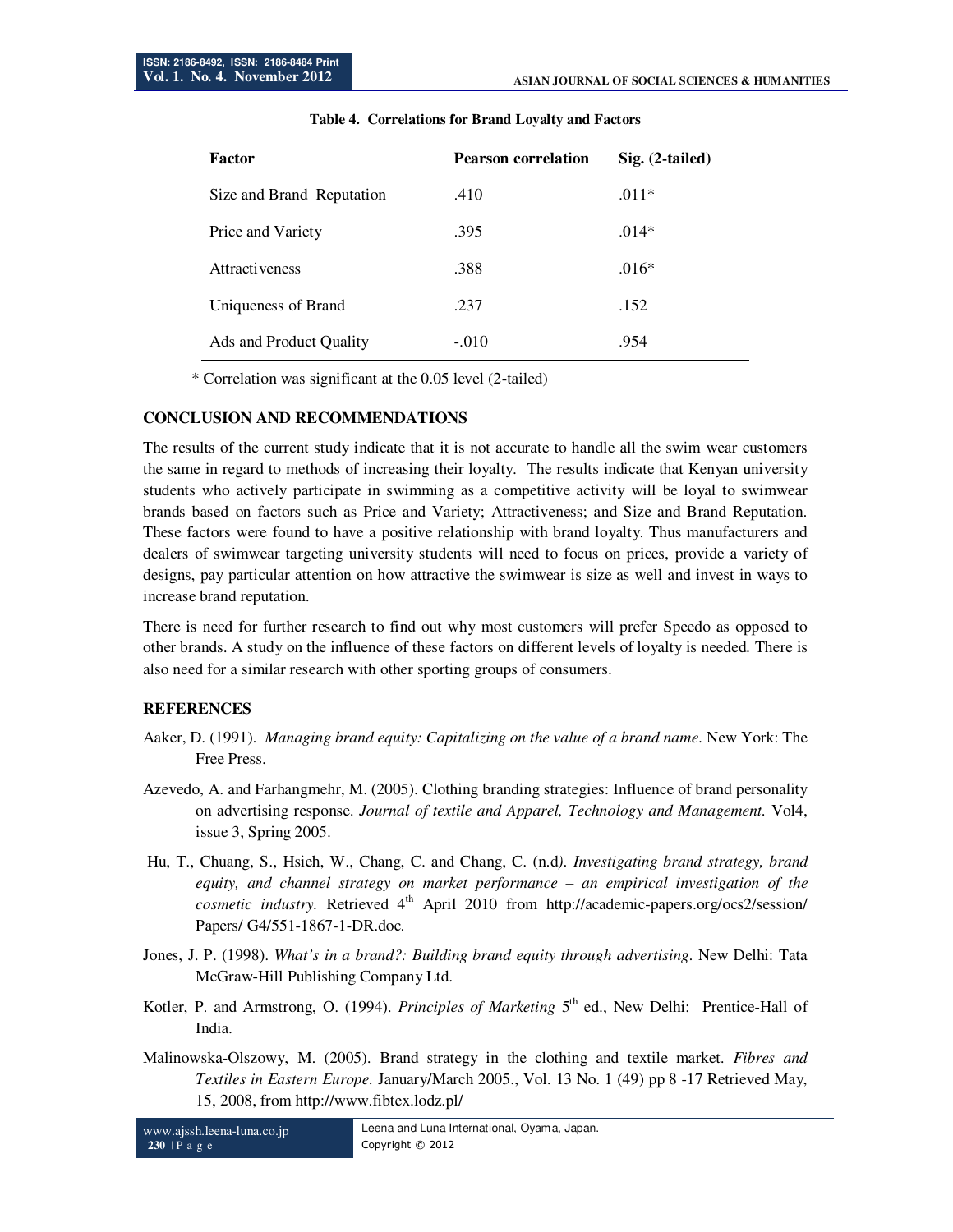**Table 4. Correlations for Brand Loyalty and Factors**

| Factor | Pearson correlation | Sig. (2-tailed) |
|---|---|---|
| Size and Brand Reputation | .410 | .011* |
| Price and Variety | .395 | .014* |
| Attractiveness | .388 | .016* |
| Uniqueness of Brand | .237 | .152 |
| Ads and Product Quality | -.010 | .954 |

* Correlation was significant at the 0.05 level (2-tailed)

## CONCLUSION AND RECOMMENDATIONS

The results of the current study indicate that it is not accurate to handle all the swim wear customers the same in regard to methods of increasing their loyalty. The results indicate that Kenyan university students who actively participate in swimming as a competitive activity will be loyal to swimwear brands based on factors such as Price and Variety; Attractiveness; and Size and Brand Reputation. These factors were found to have a positive relationship with brand loyalty. Thus manufacturers and dealers of swimwear targeting university students will need to focus on prices, provide a variety of designs, pay particular attention on how attractive the swimwear is size as well and invest in ways to increase brand reputation.

There is need for further research to find out why most customers will prefer Speedo as opposed to other brands. A study on the influence of these factors on different levels of loyalty is needed. There is also need for a similar research with other sporting groups of consumers.

## REFERENCES

Aaker, D. (1991). *Managing brand equity: Capitalizing on the value of a brand name*. New York: The Free Press.

Azevedo, A. and Farhangmehr, M. (2005). Clothing branding strategies: Influence of brand personality on advertising response. *Journal of textile and Apparel, Technology and Management.* Vol4, issue 3, Spring 2005.

Hu, T., Chuang, S., Hsieh, W., Chang, C. and Chang, C. (n.d*). Investigating brand strategy, brand equity, and channel strategy on market performance – an empirical investigation of the cosmetic industry.* Retrieved 4th April 2010 from http://academic-papers.org/ocs2/session/ Papers/ G4/551-1867-1-DR.doc.

Jones, J. P. (1998). *What's in a brand?: Building brand equity through advertising*. New Delhi: Tata McGraw-Hill Publishing Company Ltd.

Kotler, P. and Armstrong, O. (1994). *Principles of Marketing* 5th ed., New Delhi: Prentice-Hall of India.

Malinowska-Olszowy, M. (2005). Brand strategy in the clothing and textile market. *Fibres and Textiles in Eastern Europe.* January/March 2005., Vol. 13 No. 1 (49) pp 8 -17 Retrieved May, 15, 2008, from http://www.fibtex.lodz.pl/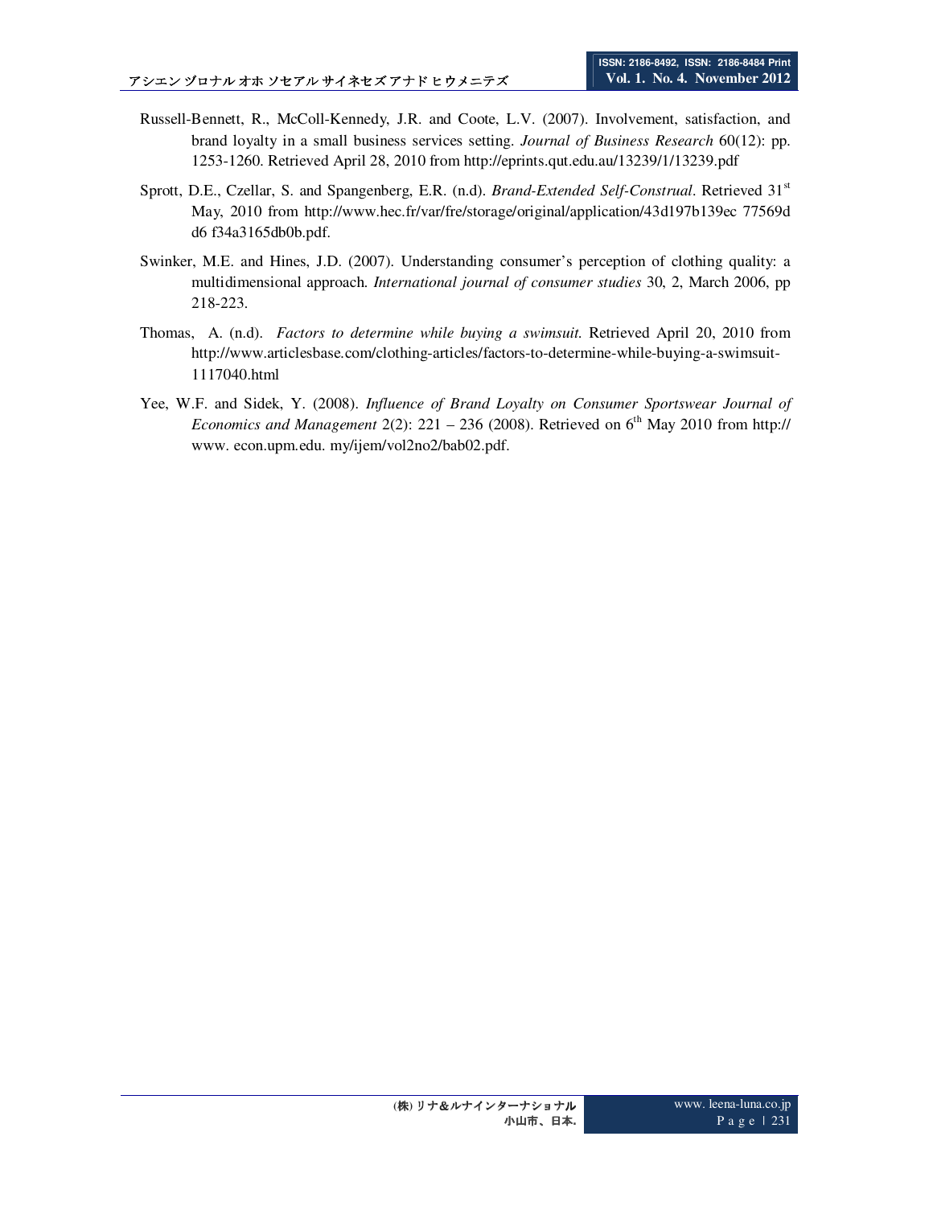Russell-Bennett, R., McColl-Kennedy, J.R. and Coote, L.V. (2007). Involvement, satisfaction, and brand loyalty in a small business services setting. *Journal of Business Research* 60(12): pp. 1253-1260. Retrieved April 28, 2010 from http://eprints.qut.edu.au/13239/1/13239.pdf

Sprott, D.E., Czellar, S. and Spangenberg, E.R. (n.d). *Brand-Extended Self-Construal*. Retrieved 31[st] May, 2010 from http://www.hec.fr/var/fre/storage/original/application/43d197b139ec 77569d d6 f34a3165db0b.pdf.

Swinker, M.E. and Hines, J.D. (2007). Understanding consumer's perception of clothing quality: a multidimensional approach. *International journal of consumer studies* 30, 2, March 2006, pp 218-223.

Thomas, A. (n.d). *Factors to determine while buying a swimsuit.* Retrieved April 20, 2010 from http://www.articlesbase.com/clothing-articles/factors-to-determine-while-buying-a-swimsuit-1117040.html

Yee, W.F. and Sidek, Y. (2008). *Influence of Brand Loyalty on Consumer Sportswear Journal of Economics and Management* 2(2): 221 – 236 (2008). Retrieved on 6[th] May 2010 from http:// www. econ.upm.edu. my/ijem/vol2no2/bab02.pdf.